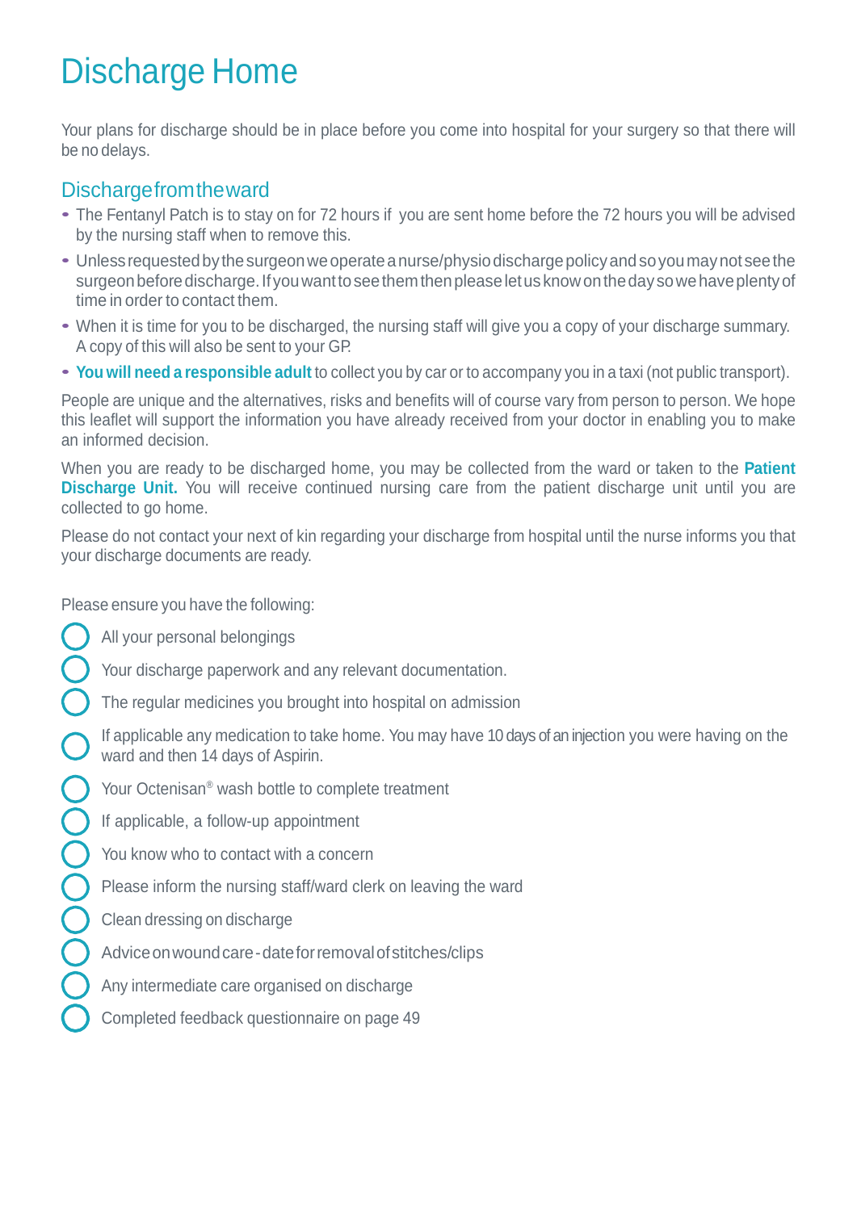# Discharge Home

Your plans for discharge should be in place before you come into hospital for your surgery so that there will be no delays.

## Discharge from the ward

- The Fentanyl Patch is to stay on for 72 hours if you are sent home before the 72 hours you will be advised by the nursing staff when to remove this.
- Unless requested by the surgeon we operate a nurse/physio discharge policy and so you may not see the surgeon before discharge. If you want to see them then please let us know on the day so we have plenty of time in order to contact them.
- When it is time for you to be discharged, the nursing staff will give you a copy of your discharge summary. A copy of this will also be sent to your GP.
- **You will need a responsible adult** to collect you by car or to accompany you in a taxi (not public transport).

People are unique and the alternatives, risks and benefits will of course vary from person to person. We hope this leaflet will support the information you have already received from your doctor in enabling you to make an informed decision.

When you are ready to be discharged home, you may be collected from the ward or taken to the **Patient Discharge Unit.** You will receive continued nursing care from the patient discharge unit until you are collected to go home.

Please do not contact your next of kin regarding your discharge from hospital until the nurse informs you that your discharge documents are ready.

Please ensure you have the following:

- [ ] All your personal belongings
- [ ] Your discharge paperwork and any relevant documentation.
- [ ] The regular medicines you brought into hospital on admission
- [ ] If applicable any medication to take home. You may have 10 days of an injection you were having on the ward and then 14 days of Aspirin.
- [ ] Your Octenisan® wash bottle to complete treatment
- [ ] If applicable, a follow-up appointment
- [ ] You know who to contact with a concern
- [ ] Please inform the nursing staff/ward clerk on leaving the ward
- [ ] Clean dressing on discharge
- [ ] Advice on wound care - date for removal of stitches/clips
- [ ] Any intermediate care organised on discharge
- [ ] Completed feedback questionnaire on page 49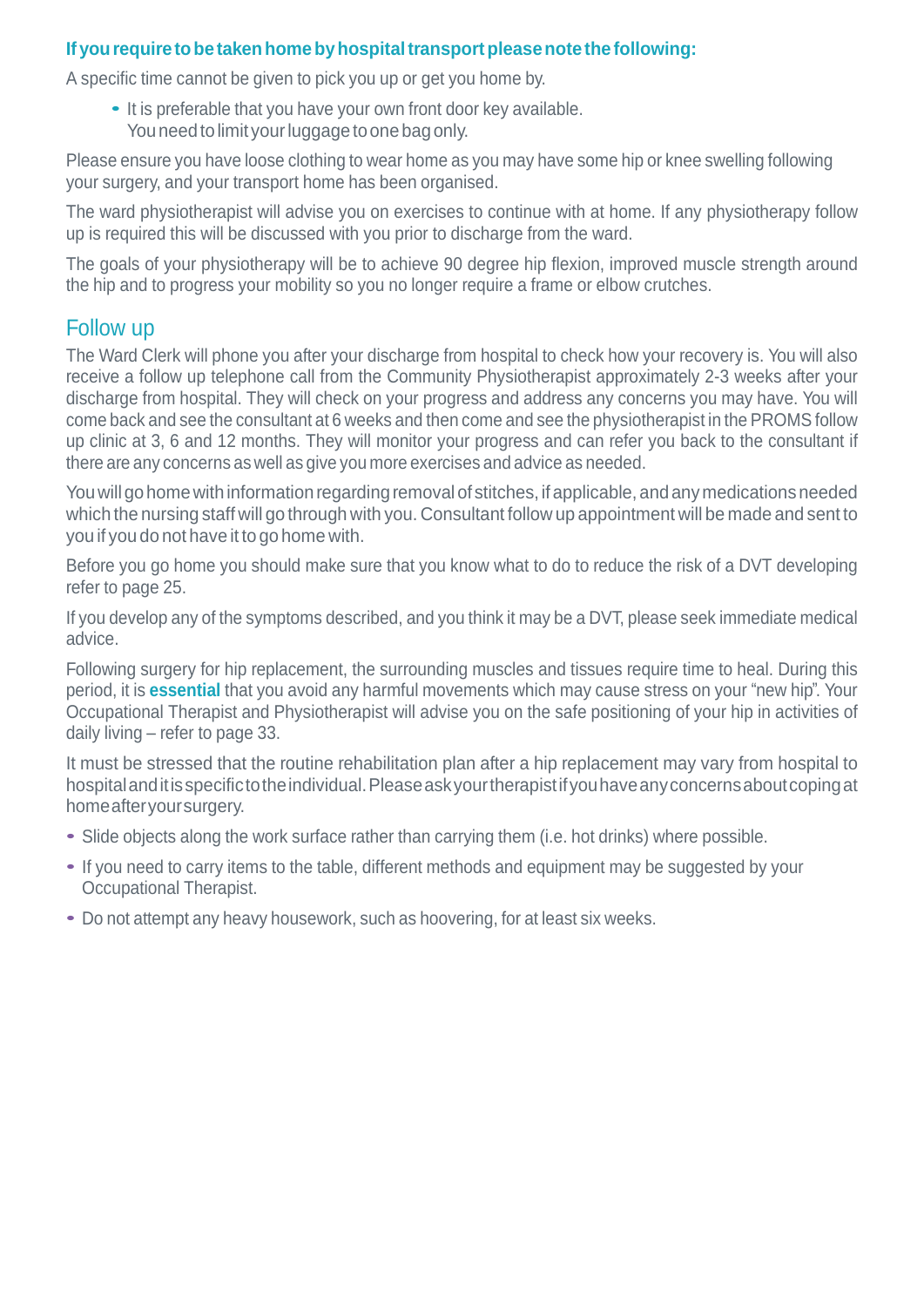**If you require to be taken home by hospital transport please note the following:**

A specific time cannot be given to pick you up or get you home by.

- It is preferable that you have your own front door key available.
  You need to limit your luggage to one bag only.

Please ensure you have loose clothing to wear home as you may have some hip or knee swelling following your surgery, and your transport home has been organised.

The ward physiotherapist will advise you on exercises to continue with at home. If any physiotherapy follow up is required this will be discussed with you prior to discharge from the ward.

The goals of your physiotherapy will be to achieve 90 degree hip flexion, improved muscle strength around the hip and to progress your mobility so you no longer require a frame or elbow crutches.

## Follow up

The Ward Clerk will phone you after your discharge from hospital to check how your recovery is. You will also receive a follow up telephone call from the Community Physiotherapist approximately 2-3 weeks after your discharge from hospital. They will check on your progress and address any concerns you may have. You will come back and see the consultant at 6 weeks and then come and see the physiotherapist in the PROMS follow up clinic at 3, 6 and 12 months. They will monitor your progress and can refer you back to the consultant if there are any concerns as well as give you more exercises and advice as needed.

You will go home with information regarding removal of stitches, if applicable, and any medications needed which the nursing staff will go through with you. Consultant follow up appointment will be made and sent to you if you do not have it to go home with.

Before you go home you should make sure that you know what to do to reduce the risk of a DVT developing refer to page 25.

If you develop any of the symptoms described, and you think it may be a DVT, please seek immediate medical advice.

Following surgery for hip replacement, the surrounding muscles and tissues require time to heal. During this period, it is **essential** that you avoid any harmful movements which may cause stress on your "new hip". Your Occupational Therapist and Physiotherapist will advise you on the safe positioning of your hip in activities of daily living – refer to page 33.

It must be stressed that the routine rehabilitation plan after a hip replacement may vary from hospital to hospital and it is specific to the individual. Please ask your therapist if you have any concerns about coping at home after your surgery.

- Slide objects along the work surface rather than carrying them (i.e. hot drinks) where possible.
- If you need to carry items to the table, different methods and equipment may be suggested by your Occupational Therapist.
- Do not attempt any heavy housework, such as hoovering, for at least six weeks.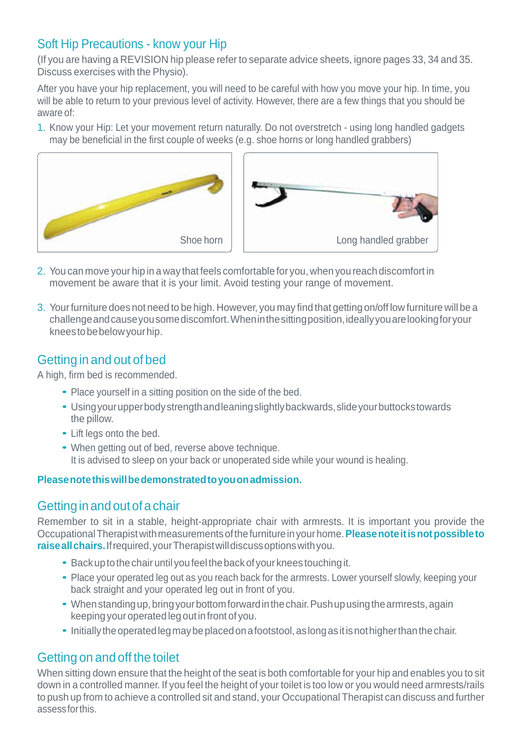## Soft Hip Precautions - know your Hip

(If you are having a REVISION hip please refer to separate advice sheets, ignore pages 33, 34 and 35. Discuss exercises with the Physio).

After you have your hip replacement, you will need to be careful with how you move your hip. In time, you will be able to return to your previous level of activity. However, there are a few things that you should be aware of:

1. Know your Hip: Let your movement return naturally. Do not overstretch - using long handled gadgets may be beneficial in the first couple of weeks (e.g. shoe horns or long handled grabbers)

Shoe horn

Long handled grabber

2. You can move your hip in a way that feels comfortable for you, when you reach discomfort in movement be aware that it is your limit. Avoid testing your range of movement.

3. Your furniture does not need to be high. However, you may find that getting on/off low furniture will be a challenge and cause you some discomfort. When in the sitting position, ideally you are looking for your knees to be below your hip.

## Getting in and out of bed

A high, firm bed is recommended.

- Place yourself in a sitting position on the side of the bed.
- Using your upper body strength and leaning slightly backwards, slide your buttocks towards the pillow.
- Lift legs onto the bed.
- When getting out of bed, reverse above technique.
  It is advised to sleep on your back or unoperated side while your wound is healing.

**Please note this will be demonstrated to you on admission.**

## Getting in and out of a chair

Remember to sit in a stable, height-appropriate chair with armrests. It is important you provide the Occupational Therapist with measurements of the furniture in your home. **Please note it is not possible to raise all chairs.** If required, your Therapist will discuss options with you.

- Back up to the chair until you feel the back of your knees touching it.
- Place your operated leg out as you reach back for the armrests. Lower yourself slowly, keeping your back straight and your operated leg out in front of you.
- When standing up, bring your bottom forward in the chair. Push up using the armrests, again keeping your operated leg out in front of you.
- Initially the operated leg may be placed on a footstool, as long as it is not higher than the chair.

## Getting on and off the toilet

When sitting down ensure that the height of the seat is both comfortable for your hip and enables you to sit down in a controlled manner. If you feel the height of your toilet is too low or you would need armrests/rails to push up from to achieve a controlled sit and stand, your Occupational Therapist can discuss and further assess for this.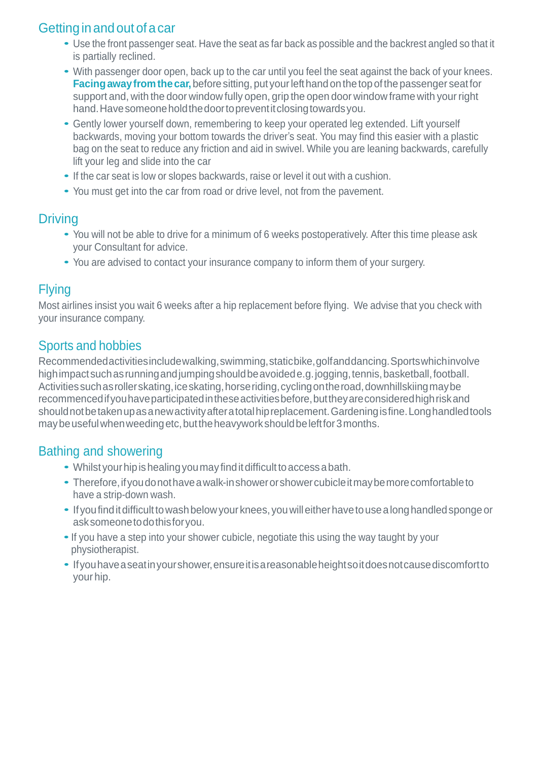## Getting in and out of a car

- Use the front passenger seat. Have the seat as far back as possible and the backrest angled so that it is partially reclined.
- With passenger door open, back up to the car until you feel the seat against the back of your knees. **Facing away from the car,** before sitting, put your left hand on the top of the passenger seat for support and, with the door window fully open, grip the open door window frame with your right hand. Have someone hold the door to prevent it closing towards you.
- Gently lower yourself down, remembering to keep your operated leg extended. Lift yourself backwards, moving your bottom towards the driver's seat. You may find this easier with a plastic bag on the seat to reduce any friction and aid in swivel. While you are leaning backwards, carefully lift your leg and slide into the car
- If the car seat is low or slopes backwards, raise or level it out with a cushion.
- You must get into the car from road or drive level, not from the pavement.

## Driving

- You will not be able to drive for a minimum of 6 weeks postoperatively. After this time please ask your Consultant for advice.
- You are advised to contact your insurance company to inform them of your surgery.

## Flying

Most airlines insist you wait 6 weeks after a hip replacement before flying. We advise that you check with your insurance company.

## Sports and hobbies

Recommended activities include walking, swimming, static bike, golf and dancing. Sports which involve high impact such as running and jumping should be avoided e.g. jogging, tennis, basketball, football. Activities such as roller skating, ice skating, horse riding, cycling on the road, downhill skiing may be recommenced if you have participated in these activities before, but they are considered high risk and should not be taken up as a new activity after a total hip replacement. Gardening is fine. Long handled tools may be useful when weeding etc, but the heavy work should be left for 3 months.

## Bathing and showering

- Whilst your hip is healing you may find it difficult to access a bath.
- Therefore, if you do not have a walk-in shower or shower cubicle it may be more comfortable to have a strip-down wash.
- If you find it difficult to wash below your knees, you will either have to use a long handled sponge or ask someone to do this for you.
- If you have a step into your shower cubicle, negotiate this using the way taught by your physiotherapist.
- If you have a seat in your shower, ensure it is a reasonable height so it does not cause discomfort to your hip.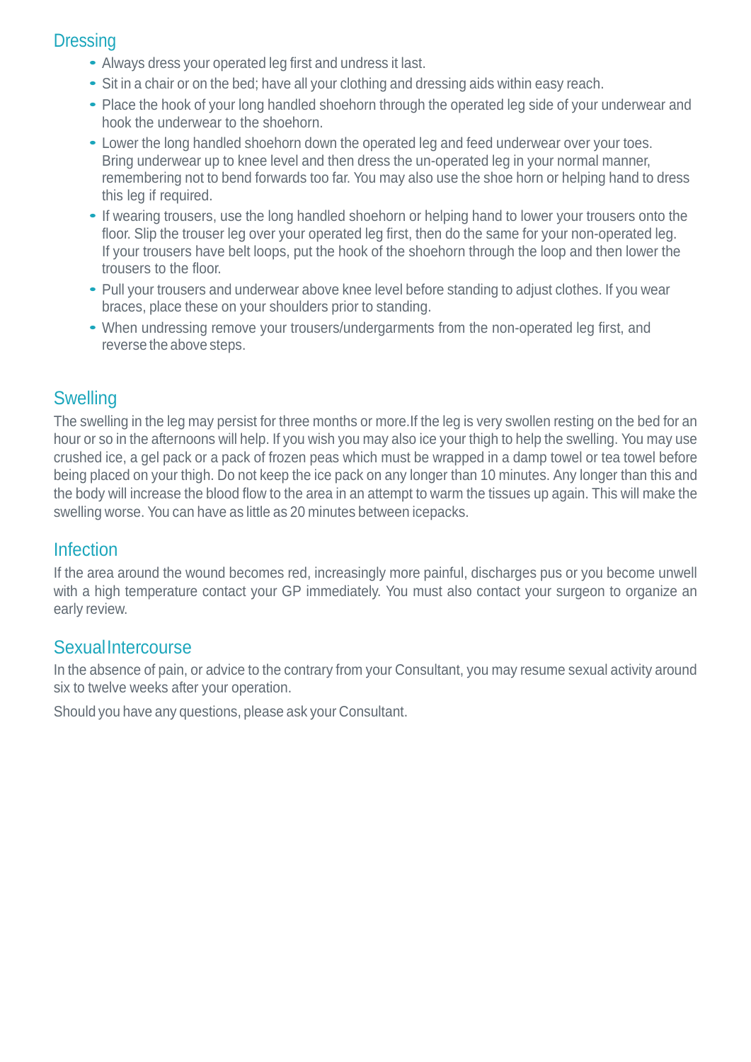## Dressing

- Always dress your operated leg first and undress it last.
- Sit in a chair or on the bed; have all your clothing and dressing aids within easy reach.
- Place the hook of your long handled shoehorn through the operated leg side of your underwear and hook the underwear to the shoehorn.
- Lower the long handled shoehorn down the operated leg and feed underwear over your toes. Bring underwear up to knee level and then dress the un-operated leg in your normal manner, remembering not to bend forwards too far. You may also use the shoe horn or helping hand to dress this leg if required.
- If wearing trousers, use the long handled shoehorn or helping hand to lower your trousers onto the floor. Slip the trouser leg over your operated leg first, then do the same for your non-operated leg. If your trousers have belt loops, put the hook of the shoehorn through the loop and then lower the trousers to the floor.
- Pull your trousers and underwear above knee level before standing to adjust clothes. If you wear braces, place these on your shoulders prior to standing.
- When undressing remove your trousers/undergarments from the non-operated leg first, and reverse the above steps.

## Swelling

The swelling in the leg may persist for three months or more.If the leg is very swollen resting on the bed for an hour or so in the afternoons will help. If you wish you may also ice your thigh to help the swelling. You may use crushed ice, a gel pack or a pack of frozen peas which must be wrapped in a damp towel or tea towel before being placed on your thigh. Do not keep the ice pack on any longer than 10 minutes. Any longer than this and the body will increase the blood flow to the area in an attempt to warm the tissues up again. This will make the swelling worse. You can have as little as 20 minutes between icepacks.

## Infection

If the area around the wound becomes red, increasingly more painful, discharges pus or you become unwell with a high temperature contact your GP immediately. You must also contact your surgeon to organize an early review.

## Sexual Intercourse

In the absence of pain, or advice to the contrary from your Consultant, you may resume sexual activity around six to twelve weeks after your operation.

Should you have any questions, please ask your Consultant.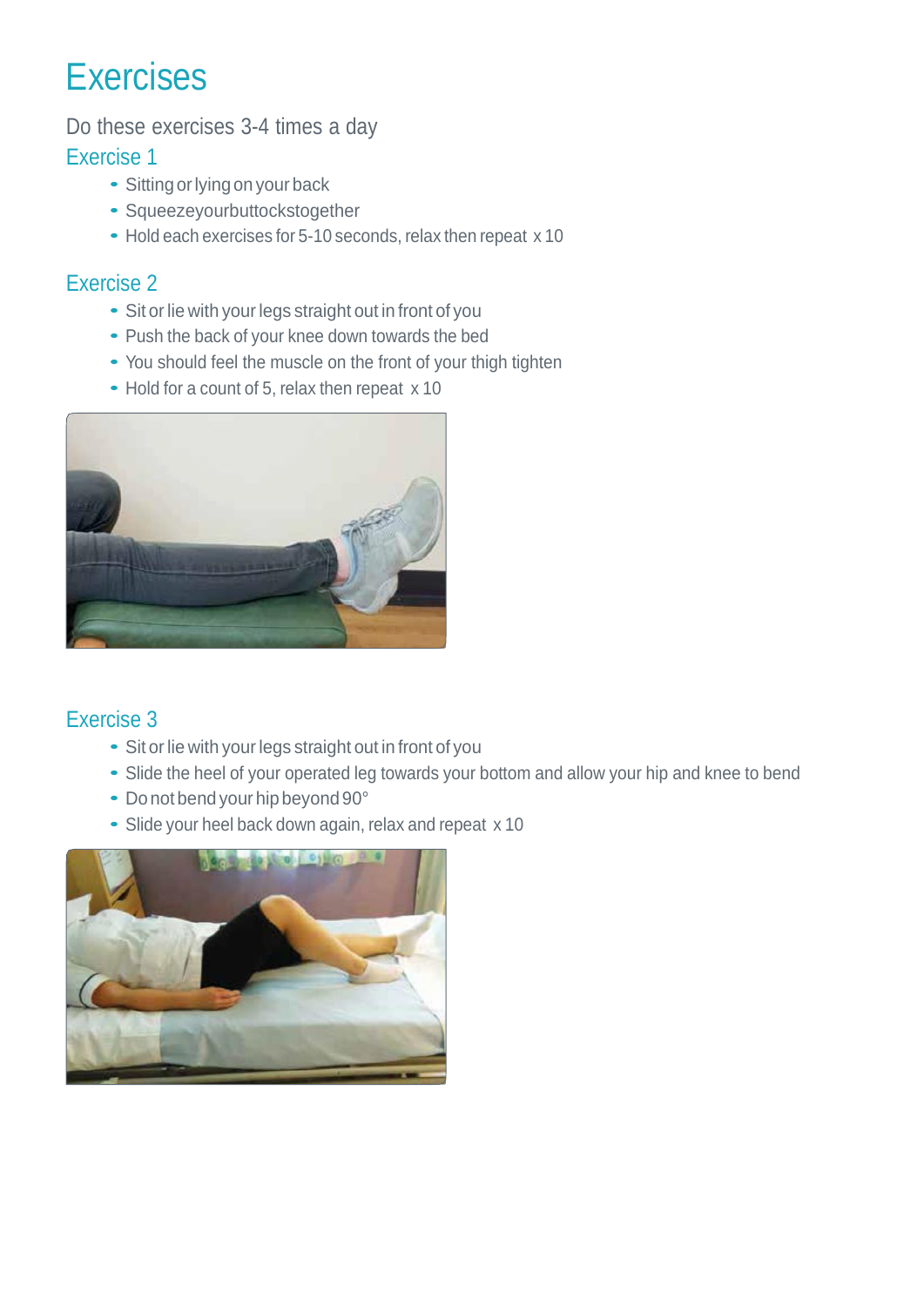# Exercises

Do these exercises 3-4 times a day

## Exercise 1

- Sitting or lying on your back
- Squeezeyourbuttockstogether
- Hold each exercises for 5-10 seconds, relax then repeat x 10

## Exercise 2

- Sit or lie with your legs straight out in front of you
- Push the back of your knee down towards the bed
- You should feel the muscle on the front of your thigh tighten
- Hold for a count of 5, relax then repeat x 10

## Exercise 3

- Sit or lie with your legs straight out in front of you
- Slide the heel of your operated leg towards your bottom and allow your hip and knee to bend
- Do not bend your hip beyond 90°
- Slide your heel back down again, relax and repeat x 10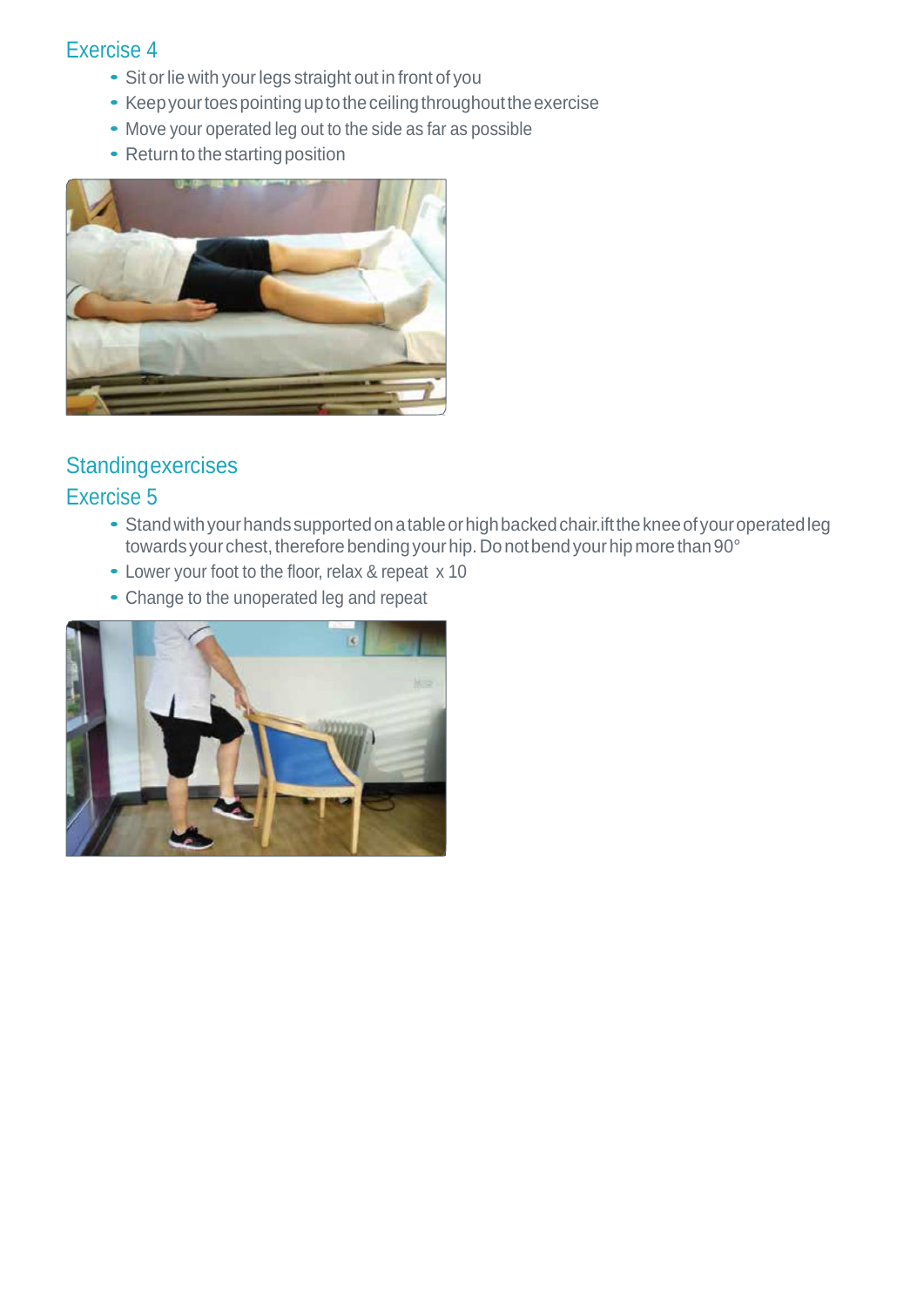## Exercise 4

- Sit or lie with your legs straight out in front of you
- Keep your toes pointing up to the ceiling throughout the exercise
- Move your operated leg out to the side as far as possible
- Return to the starting position

## Standing exercises

## Exercise 5

- Stand with your hands supported on a table or high backed chair.ift the knee of your operated leg towards your chest, therefore bending your hip. Do not bend your hip more than 90°
- Lower your foot to the floor, relax & repeat x 10
- Change to the unoperated leg and repeat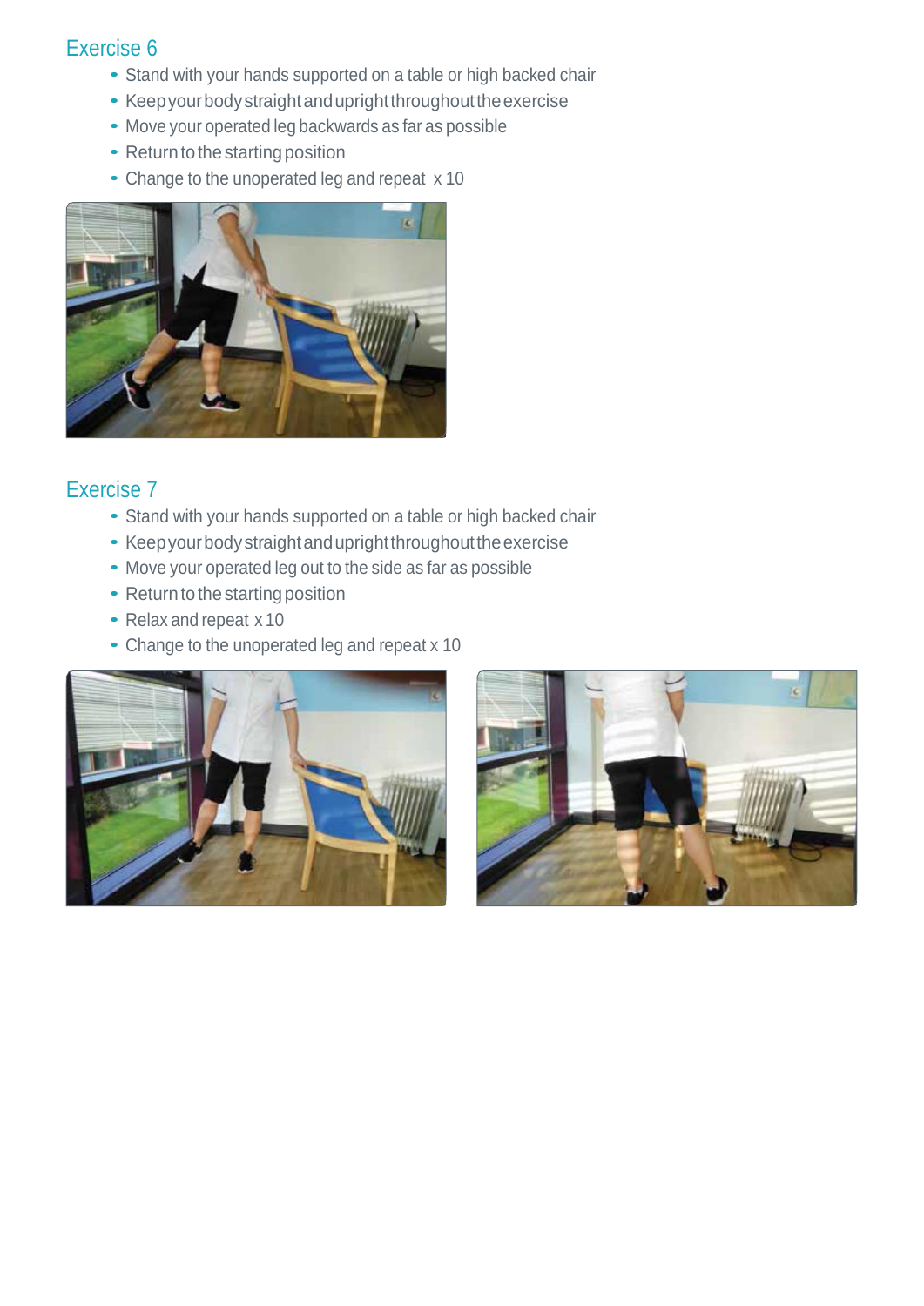## Exercise 6

- Stand with your hands supported on a table or high backed chair
- Keep your body straight and upright throughout the exercise
- Move your operated leg backwards as far as possible
- Return to the starting position
- Change to the unoperated leg and repeat x 10

## Exercise 7

- Stand with your hands supported on a table or high backed chair
- Keep your body straight and upright throughout the exercise
- Move your operated leg out to the side as far as possible
- Return to the starting position
- Relax and repeat x 10
- Change to the unoperated leg and repeat x 10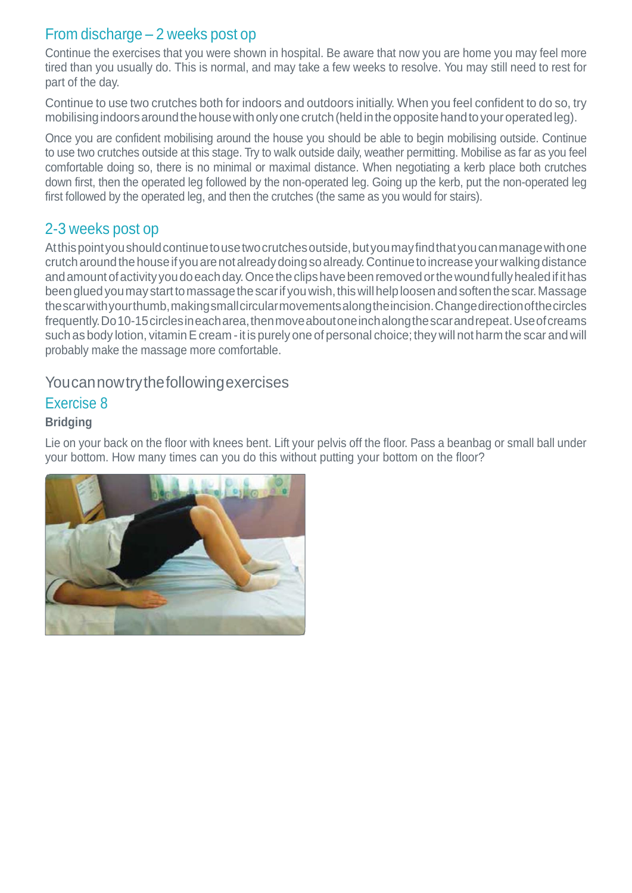## From discharge – 2 weeks post op

Continue the exercises that you were shown in hospital. Be aware that now you are home you may feel more tired than you usually do. This is normal, and may take a few weeks to resolve. You may still need to rest for part of the day.

Continue to use two crutches both for indoors and outdoors initially. When you feel confident to do so, try mobilising indoors around the house with only one crutch (held in the opposite hand to your operated leg).

Once you are confident mobilising around the house you should be able to begin mobilising outside. Continue to use two crutches outside at this stage. Try to walk outside daily, weather permitting. Mobilise as far as you feel comfortable doing so, there is no minimal or maximal distance. When negotiating a kerb place both crutches down first, then the operated leg followed by the non-operated leg. Going up the kerb, put the non-operated leg first followed by the operated leg, and then the crutches (the same as you would for stairs).

## 2-3 weeks post op

At this point you should continue to use two crutches outside, but you may find that you can manage with one crutch around the house if you are not already doing so already. Continue to increase your walking distance and amount of activity you do each day. Once the clips have been removed or the wound fully healed if it has been glued you may start to massage the scar if you wish, this will help loosen and soften the scar. Massage the scar with your thumb, making small circular movements along the incision. Change direction of the circles frequently. Do 10-15 circles in each area, then move about one inch along the scar and repeat. Use of creams such as body lotion, vitamin E cream - it is purely one of personal choice; they will not harm the scar and will probably make the massage more comfortable.

### You can now try the following exercises

### Exercise 8

**Bridging**

Lie on your back on the floor with knees bent. Lift your pelvis off the floor. Pass a beanbag or small ball under your bottom. How many times can you do this without putting your bottom on the floor?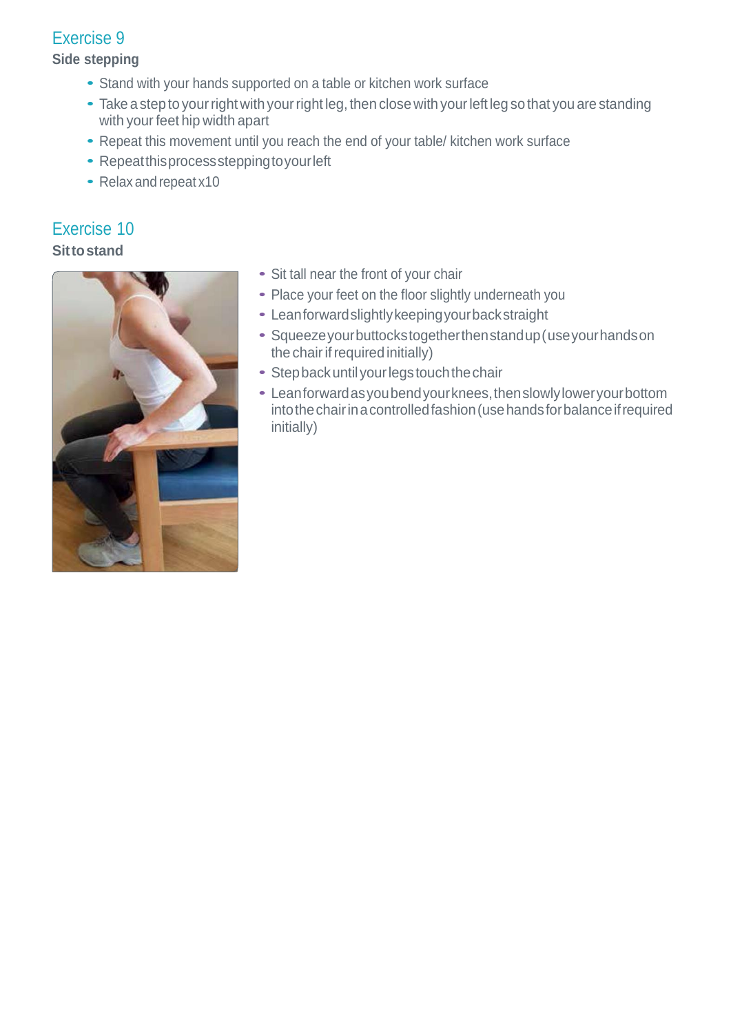## Exercise 9

### Side stepping

- Stand with your hands supported on a table or kitchen work surface
- Take a step to your right with your right leg, then close with your left leg so that you are standing with your feet hip width apart
- Repeat this movement until you reach the end of your table/ kitchen work surface
- Repeat this process stepping to your left
- Relax and repeat x10

## Exercise 10

### Sit to stand

- Sit tall near the front of your chair
- Place your feet on the floor slightly underneath you
- Lean forward slightly keeping your back straight
- Squeeze your buttocks together then stand up (use your hands on the chair if required initially)
- Step back until your legs touch the chair
- Lean forward as you bend your knees, then slowly lower your bottom into the chair in a controlled fashion (use hands for balance if required initially)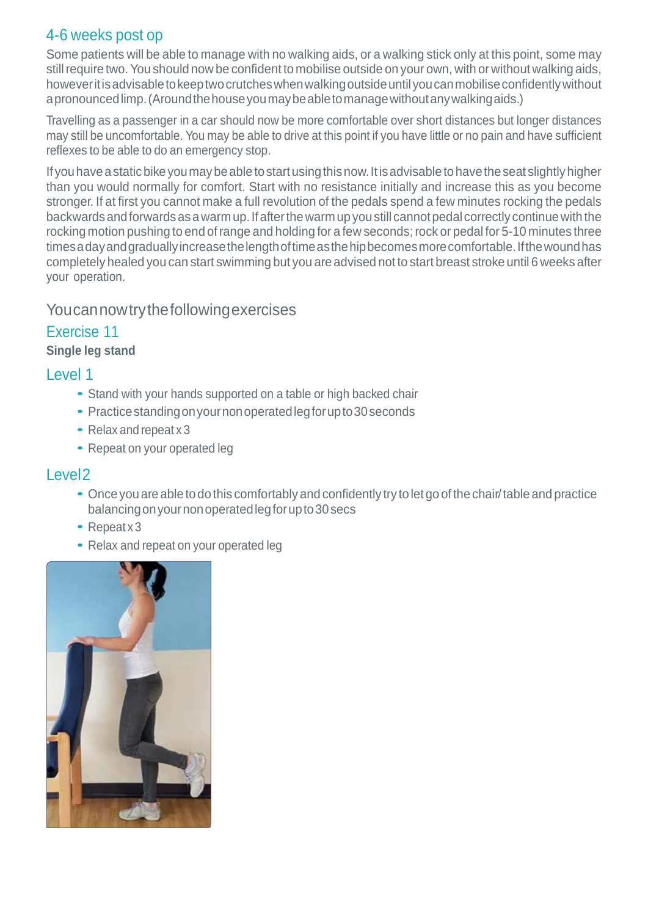## 4-6 weeks post op

Some patients will be able to manage with no walking aids, or a walking stick only at this point, some may still require two. You should now be confident to mobilise outside on your own, with or without walking aids, however it is advisable to keep two crutches when walking outside until you can mobilise confidently without a pronounced limp. (Around the house you may be able to manage without any walking aids.)

Travelling as a passenger in a car should now be more comfortable over short distances but longer distances may still be uncomfortable. You may be able to drive at this point if you have little or no pain and have sufficient reflexes to be able to do an emergency stop.

If you have a static bike you may be able to start using this now. It is advisable to have the seat slightly higher than you would normally for comfort. Start with no resistance initially and increase this as you become stronger. If at first you cannot make a full revolution of the pedals spend a few minutes rocking the pedals backwards and forwards as a warm up. If after the warm up you still cannot pedal correctly continue with the rocking motion pushing to end of range and holding for a few seconds; rock or pedal for 5-10 minutes three times a day and gradually increase the length of time as the hip becomes more comfortable. If the wound has completely healed you can start swimming but you are advised not to start breast stroke until 6 weeks after your operation.

## You can now try the following exercises

### Exercise 11

**Single leg stand**

### Level 1

- Stand with your hands supported on a table or high backed chair
- Practice standing on your non operated leg for up to 30 seconds
- Relax and repeat x 3
- Repeat on your operated leg

### Level 2

- Once you are able to do this comfortably and confidently try to let go of the chair/ table and practice balancing on your non operated leg for up to 30 secs
- Repeat x 3
- Relax and repeat on your operated leg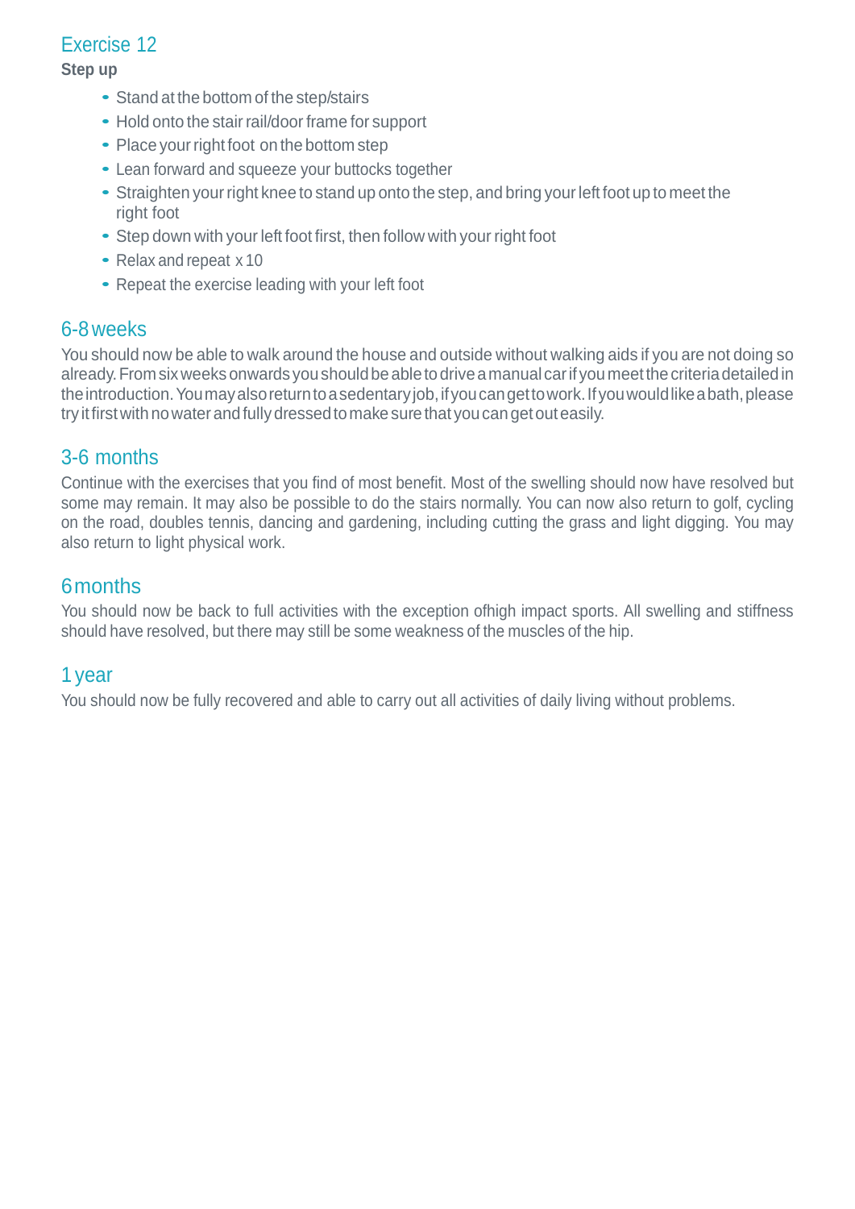## Exercise 12

**Step up**

- Stand at the bottom of the step/stairs
- Hold onto the stair rail/door frame for support
- Place your right foot on the bottom step
- Lean forward and squeeze your buttocks together
- Straighten your right knee to stand up onto the step, and bring your left foot up to meet the right foot
- Step down with your left foot first, then follow with your right foot
- Relax and repeat x 10
- Repeat the exercise leading with your left foot

## 6-8 weeks

You should now be able to walk around the house and outside without walking aids if you are not doing so already. From six weeks onwards you should be able to drive a manual car if you meet the criteria detailed in the introduction. You may also return to a sedentary job, if you can get to work. If you would like a bath, please try it first with no water and fully dressed to make sure that you can get out easily.

## 3-6 months

Continue with the exercises that you find of most benefit. Most of the swelling should now have resolved but some may remain. It may also be possible to do the stairs normally. You can now also return to golf, cycling on the road, doubles tennis, dancing and gardening, including cutting the grass and light digging. You may also return to light physical work.

## 6 months

You should now be back to full activities with the exception ofhigh impact sports. All swelling and stiffness should have resolved, but there may still be some weakness of the muscles of the hip.

## 1 year

You should now be fully recovered and able to carry out all activities of daily living without problems.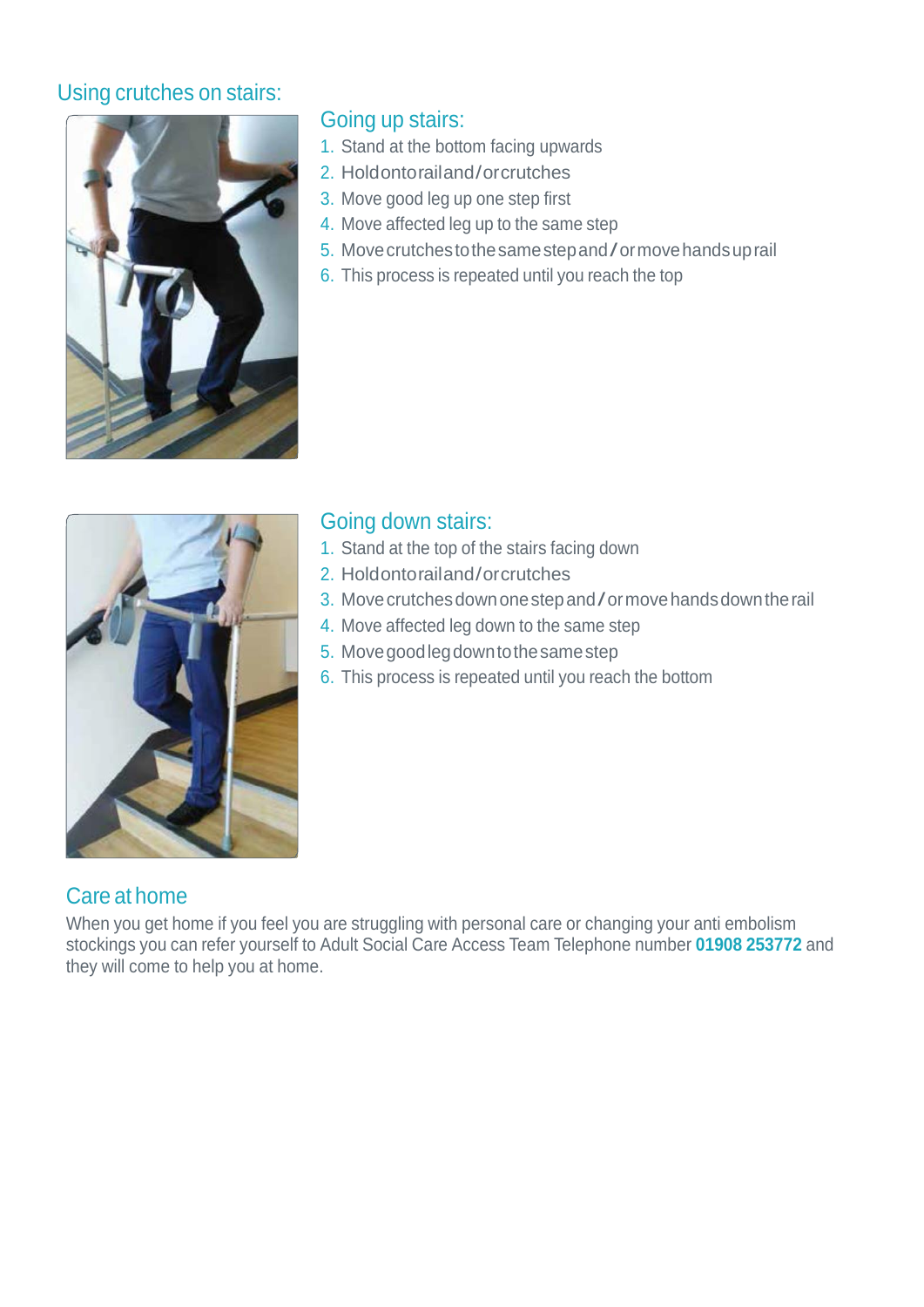## Using crutches on stairs:

### Going up stairs:

1. Stand at the bottom facing upwards
2. Hold onto rail and/or crutches
3. Move good leg up one step first
4. Move affected leg up to the same step
5. Move crutches to the same step and/or move hands up rail
6. This process is repeated until you reach the top

### Going down stairs:

1. Stand at the top of the stairs facing down
2. Hold onto rail and/or crutches
3. Move crutches down one step and/or move hands down the rail
4. Move affected leg down to the same step
5. Move good leg down to the same step
6. This process is repeated until you reach the bottom

## Care at home

When you get home if you feel you are struggling with personal care or changing your anti embolism stockings you can refer yourself to Adult Social Care Access Team Telephone number **01908 253772** and they will come to help you at home.